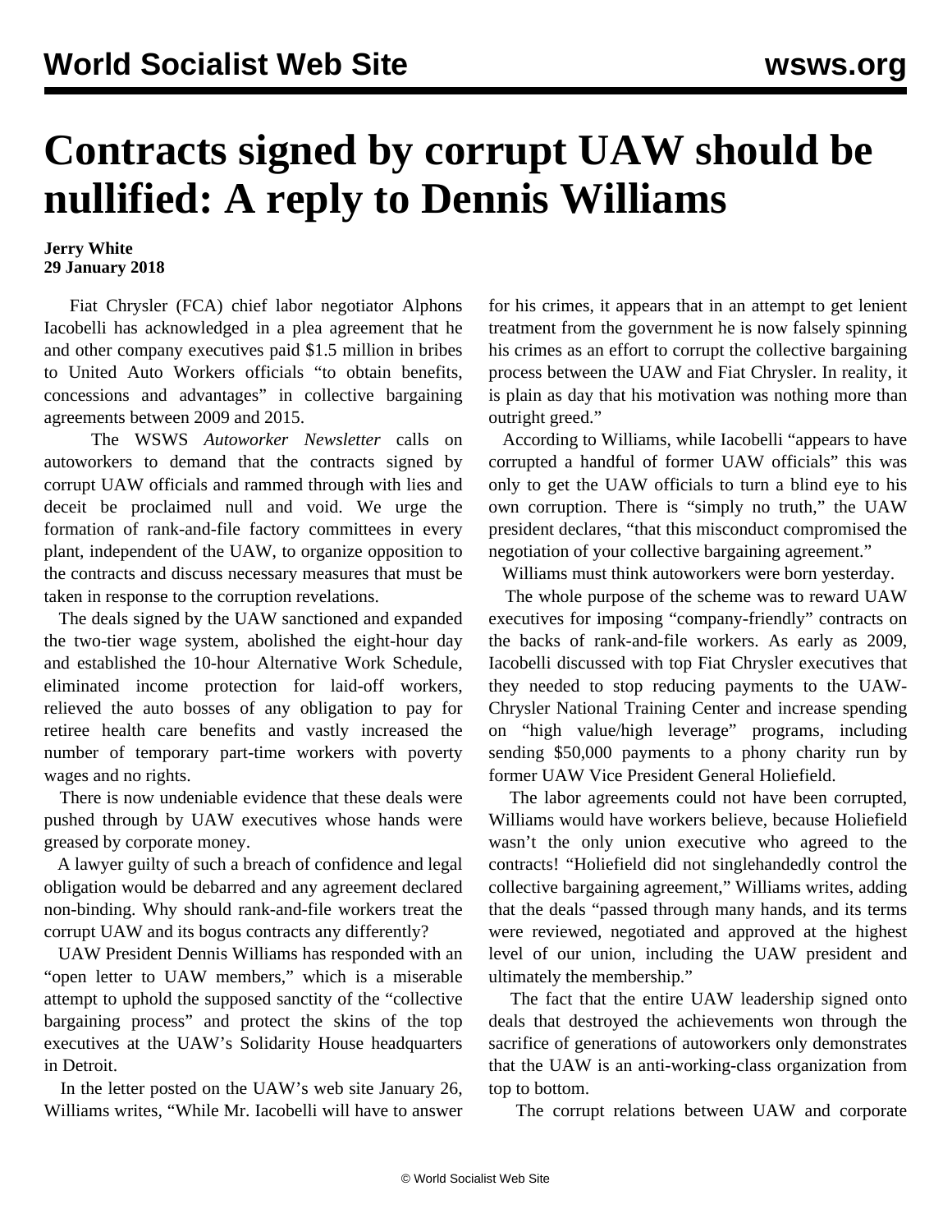# Contracts signed by corrupt UAW should be nullified: A reply to Dennis Williams

**Jerry White**
**29 January 2018**

Fiat Chrysler (FCA) chief labor negotiator Alphons Iacobelli has acknowledged in a plea agreement that he and other company executives paid $1.5 million in bribes to United Auto Workers officials "to obtain benefits, concessions and advantages" in collective bargaining agreements between 2009 and 2015.

The WSWS *Autoworker Newsletter* calls on autoworkers to demand that the contracts signed by corrupt UAW officials and rammed through with lies and deceit be proclaimed null and void. We urge the formation of rank-and-file factory committees in every plant, independent of the UAW, to organize opposition to the contracts and discuss necessary measures that must be taken in response to the corruption revelations.

The deals signed by the UAW sanctioned and expanded the two-tier wage system, abolished the eight-hour day and established the 10-hour Alternative Work Schedule, eliminated income protection for laid-off workers, relieved the auto bosses of any obligation to pay for retiree health care benefits and vastly increased the number of temporary part-time workers with poverty wages and no rights.

There is now undeniable evidence that these deals were pushed through by UAW executives whose hands were greased by corporate money.

A lawyer guilty of such a breach of confidence and legal obligation would be debarred and any agreement declared non-binding. Why should rank-and-file workers treat the corrupt UAW and its bogus contracts any differently?

UAW President Dennis Williams has responded with an "open letter to UAW members," which is a miserable attempt to uphold the supposed sanctity of the "collective bargaining process" and protect the skins of the top executives at the UAW's Solidarity House headquarters in Detroit.

In the letter posted on the UAW's web site January 26, Williams writes, "While Mr. Iacobelli will have to answer for his crimes, it appears that in an attempt to get lenient treatment from the government he is now falsely spinning his crimes as an effort to corrupt the collective bargaining process between the UAW and Fiat Chrysler. In reality, it is plain as day that his motivation was nothing more than outright greed."

According to Williams, while Iacobelli "appears to have corrupted a handful of former UAW officials" this was only to get the UAW officials to turn a blind eye to his own corruption. There is "simply no truth," the UAW president declares, "that this misconduct compromised the negotiation of your collective bargaining agreement."

Williams must think autoworkers were born yesterday.

The whole purpose of the scheme was to reward UAW executives for imposing "company-friendly" contracts on the backs of rank-and-file workers. As early as 2009, Iacobelli discussed with top Fiat Chrysler executives that they needed to stop reducing payments to the UAW-Chrysler National Training Center and increase spending on "high value/high leverage" programs, including sending $50,000 payments to a phony charity run by former UAW Vice President General Holiefield.

The labor agreements could not have been corrupted, Williams would have workers believe, because Holiefield wasn't the only union executive who agreed to the contracts! "Holiefield did not singlehandedly control the collective bargaining agreement," Williams writes, adding that the deals "passed through many hands, and its terms were reviewed, negotiated and approved at the highest level of our union, including the UAW president and ultimately the membership."

The fact that the entire UAW leadership signed onto deals that destroyed the achievements won through the sacrifice of generations of autoworkers only demonstrates that the UAW is an anti-working-class organization from top to bottom.

The corrupt relations between UAW and corporate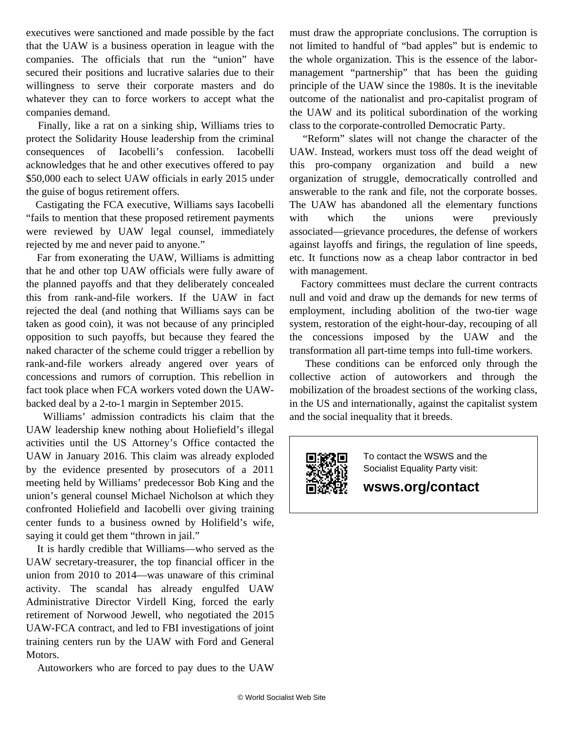executives were sanctioned and made possible by the fact that the UAW is a business operation in league with the companies. The officials that run the "union" have secured their positions and lucrative salaries due to their willingness to serve their corporate masters and do whatever they can to force workers to accept what the companies demand.

Finally, like a rat on a sinking ship, Williams tries to protect the Solidarity House leadership from the criminal consequences of Iacobelli's confession. Iacobelli acknowledges that he and other executives offered to pay $50,000 each to select UAW officials in early 2015 under the guise of bogus retirement offers.

Castigating the FCA executive, Williams says Iacobelli "fails to mention that these proposed retirement payments were reviewed by UAW legal counsel, immediately rejected by me and never paid to anyone."

Far from exonerating the UAW, Williams is admitting that he and other top UAW officials were fully aware of the planned payoffs and that they deliberately concealed this from rank-and-file workers. If the UAW in fact rejected the deal (and nothing that Williams says can be taken as good coin), it was not because of any principled opposition to such payoffs, but because they feared the naked character of the scheme could trigger a rebellion by rank-and-file workers already angered over years of concessions and rumors of corruption. This rebellion in fact took place when FCA workers voted down the UAW-backed deal by a 2-to-1 margin in September 2015.

Williams' admission contradicts his claim that the UAW leadership knew nothing about Holiefield's illegal activities until the US Attorney's Office contacted the UAW in January 2016. This claim was already exploded by the evidence presented by prosecutors of a 2011 meeting held by Williams' predecessor Bob King and the union's general counsel Michael Nicholson at which they confronted Holiefield and Iacobelli over giving training center funds to a business owned by Holifield's wife, saying it could get them "thrown in jail."

It is hardly credible that Williams—who served as the UAW secretary-treasurer, the top financial officer in the union from 2010 to 2014—was unaware of this criminal activity. The scandal has already engulfed UAW Administrative Director Virdell King, forced the early retirement of Norwood Jewell, who negotiated the 2015 UAW-FCA contract, and led to FBI investigations of joint training centers run by the UAW with Ford and General Motors.

Autoworkers who are forced to pay dues to the UAW must draw the appropriate conclusions. The corruption is not limited to handful of "bad apples" but is endemic to the whole organization. This is the essence of the labor-management "partnership" that has been the guiding principle of the UAW since the 1980s. It is the inevitable outcome of the nationalist and pro-capitalist program of the UAW and its political subordination of the working class to the corporate-controlled Democratic Party.

"Reform" slates will not change the character of the UAW. Instead, workers must toss off the dead weight of this pro-company organization and build a new organization of struggle, democratically controlled and answerable to the rank and file, not the corporate bosses. The UAW has abandoned all the elementary functions with which the unions were previously associated—grievance procedures, the defense of workers against layoffs and firings, the regulation of line speeds, etc. It functions now as a cheap labor contractor in bed with management.

Factory committees must declare the current contracts null and void and draw up the demands for new terms of employment, including abolition of the two-tier wage system, restoration of the eight-hour-day, recouping of all the concessions imposed by the UAW and the transformation all part-time temps into full-time workers.

These conditions can be enforced only through the collective action of autoworkers and through the mobilization of the broadest sections of the working class, in the US and internationally, against the capitalist system and the social inequality that it breeds.

To contact the WSWS and the Socialist Equality Party visit:

**wsws.org/contact**